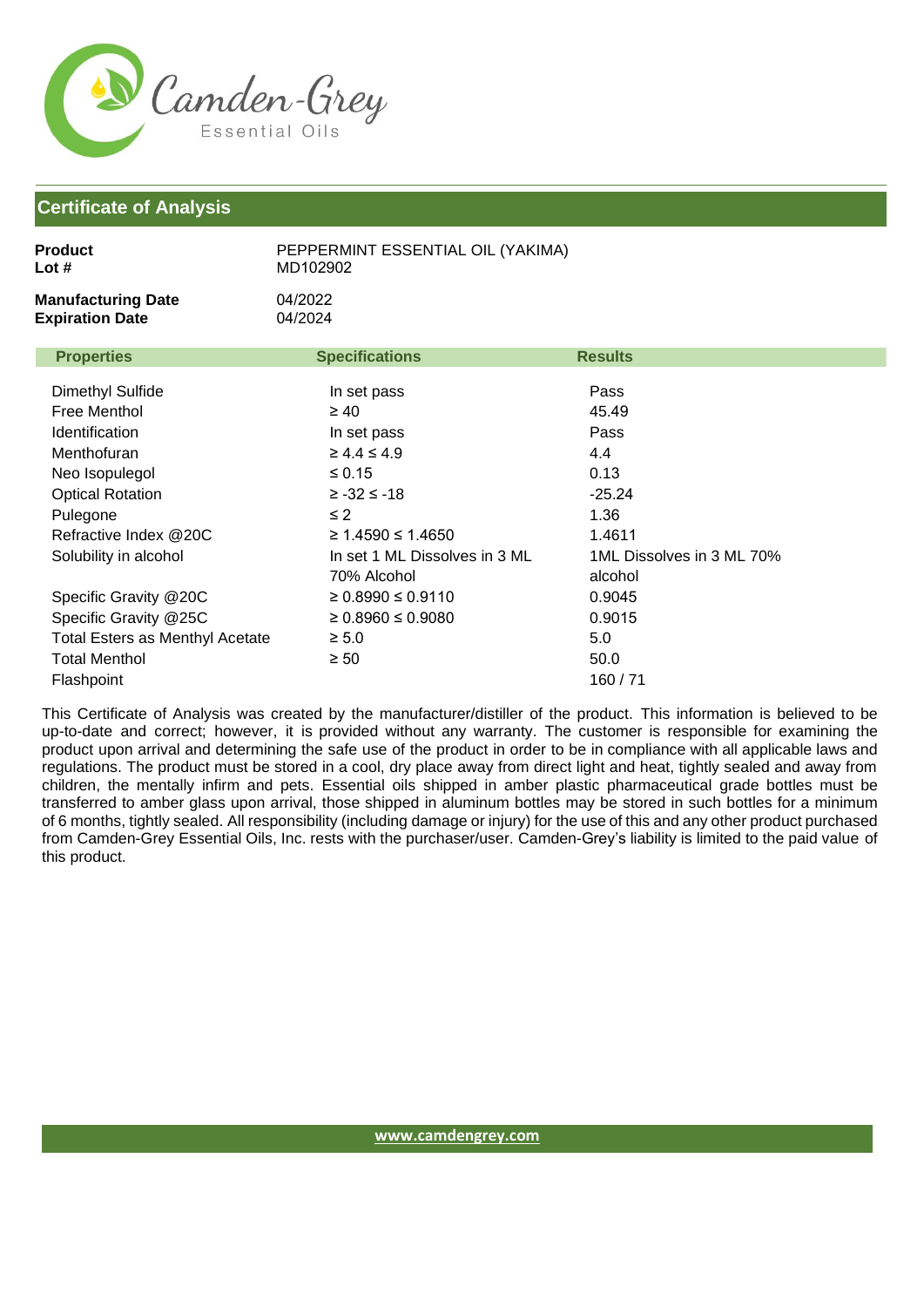Camden-Grey Essential Oils

## Certificate of Analysis

**Product** PEPPERMINT ESSENTIAL OIL (YAKIMA)
**Lot #** MD102902

**Manufacturing Date** 04/2022
**Expiration Date** 04/2024

| Properties | Specifications | Results |
|---|---|---|
| Dimethyl Sulfide | In set pass | Pass |
| Free Menthol | ≥ 40 | 45.49 |
| Identification | In set pass | Pass |
| Menthofuran | ≥ 4.4 ≤ 4.9 | 4.4 |
| Neo Isopulegol | ≤ 0.15 | 0.13 |
| Optical Rotation | ≥ -32 ≤ -18 | -25.24 |
| Pulegone | ≤ 2 | 1.36 |
| Refractive Index @20C | ≥ 1.4590 ≤ 1.4650 | 1.4611 |
| Solubility in alcohol | In set 1 ML Dissolves in 3 ML 70% Alcohol | 1ML Dissolves in 3 ML 70% alcohol |
| Specific Gravity @20C | ≥ 0.8990 ≤ 0.9110 | 0.9045 |
| Specific Gravity @25C | ≥ 0.8960 ≤ 0.9080 | 0.9015 |
| Total Esters as Menthyl Acetate | ≥ 5.0 | 5.0 |
| Total Menthol | ≥ 50 | 50.0 |
| Flashpoint | | 160 / 71 |

This Certificate of Analysis was created by the manufacturer/distiller of the product. This information is believed to be up-to-date and correct; however, it is provided without any warranty. The customer is responsible for examining the product upon arrival and determining the safe use of the product in order to be in compliance with all applicable laws and regulations. The product must be stored in a cool, dry place away from direct light and heat, tightly sealed and away from children, the mentally infirm and pets. Essential oils shipped in amber plastic pharmaceutical grade bottles must be transferred to amber glass upon arrival, those shipped in aluminum bottles may be stored in such bottles for a minimum of 6 months, tightly sealed. All responsibility (including damage or injury) for the use of this and any other product purchased from Camden-Grey Essential Oils, Inc. rests with the purchaser/user. Camden-Grey's liability is limited to the paid value of this product.

www.camdengrey.com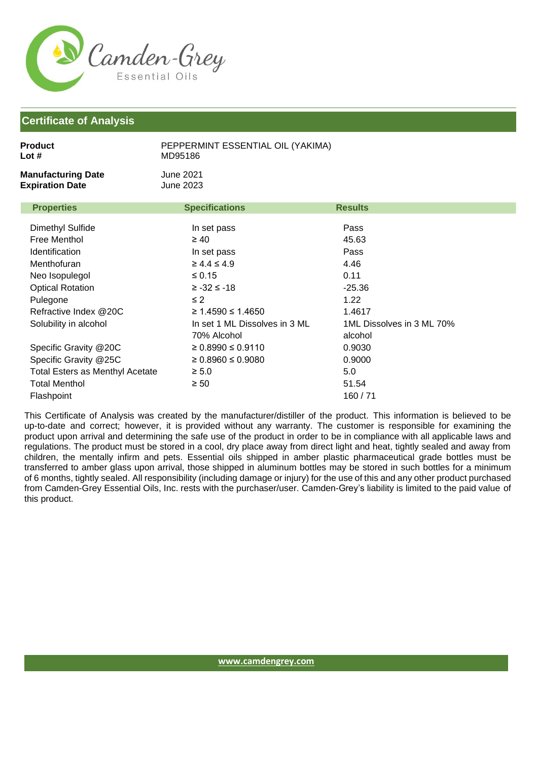Camden-Grey Essential Oils

## Certificate of Analysis

**Product** PEPPERMINT ESSENTIAL OIL (YAKIMA)
**Lot #** MD95186

**Manufacturing Date** June 2021
**Expiration Date** June 2023

| Properties | Specifications | Results |
|---|---|---|
| Dimethyl Sulfide | In set pass | Pass |
| Free Menthol | ≥ 40 | 45.63 |
| Identification | In set pass | Pass |
| Menthofuran | ≥ 4.4 ≤ 4.9 | 4.46 |
| Neo Isopulegol | ≤ 0.15 | 0.11 |
| Optical Rotation | ≥ -32 ≤ -18 | -25.36 |
| Pulegone | ≤ 2 | 1.22 |
| Refractive Index @20C | ≥ 1.4590 ≤ 1.4650 | 1.4617 |
| Solubility in alcohol | In set 1 ML Dissolves in 3 ML 70% Alcohol | 1ML Dissolves in 3 ML 70% alcohol |
| Specific Gravity @20C | ≥ 0.8990 ≤ 0.9110 | 0.9030 |
| Specific Gravity @25C | ≥ 0.8960 ≤ 0.9080 | 0.9000 |
| Total Esters as Menthyl Acetate | ≥ 5.0 | 5.0 |
| Total Menthol | ≥ 50 | 51.54 |
| Flashpoint | | 160 / 71 |

This Certificate of Analysis was created by the manufacturer/distiller of the product. This information is believed to be up-to-date and correct; however, it is provided without any warranty. The customer is responsible for examining the product upon arrival and determining the safe use of the product in order to be in compliance with all applicable laws and regulations. The product must be stored in a cool, dry place away from direct light and heat, tightly sealed and away from children, the mentally infirm and pets. Essential oils shipped in amber plastic pharmaceutical grade bottles must be transferred to amber glass upon arrival, those shipped in aluminum bottles may be stored in such bottles for a minimum of 6 months, tightly sealed. All responsibility (including damage or injury) for the use of this and any other product purchased from Camden-Grey Essential Oils, Inc. rests with the purchaser/user. Camden-Grey's liability is limited to the paid value of this product.

www.camdengrey.com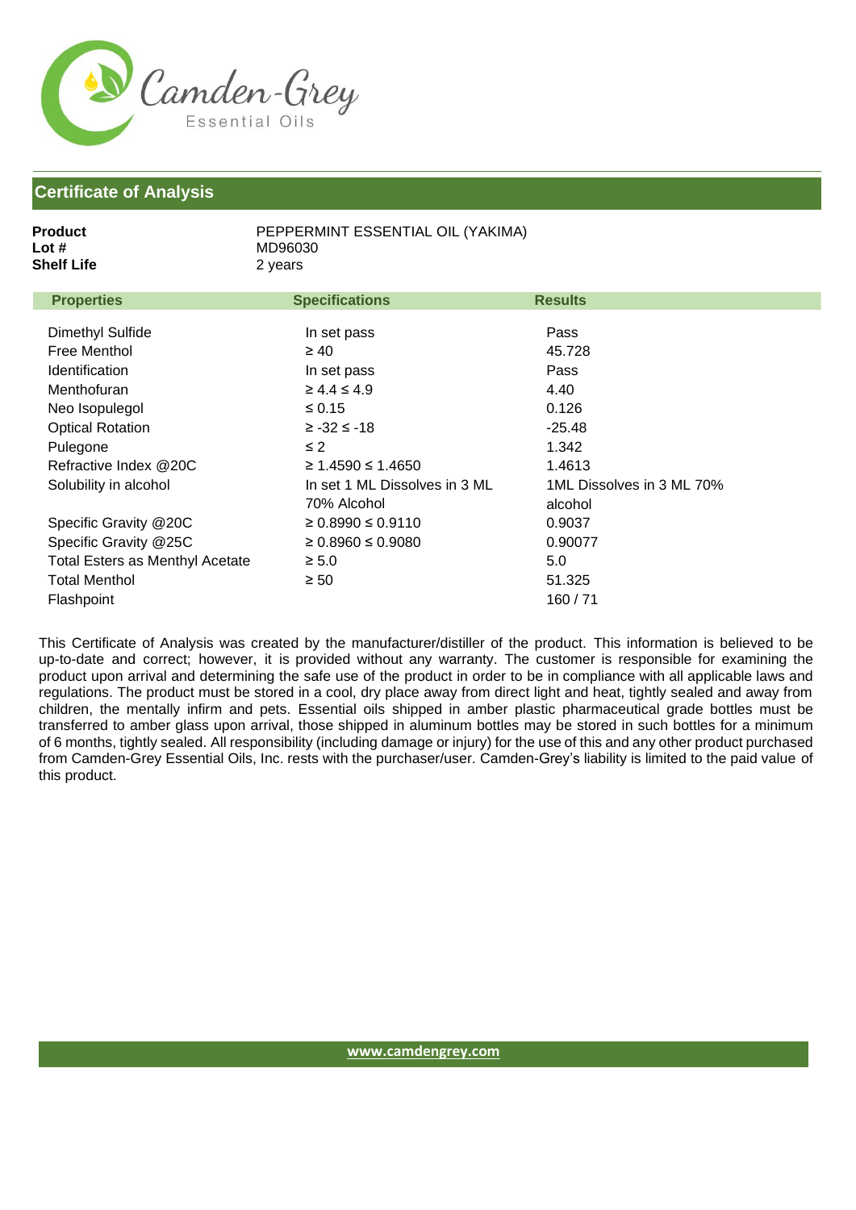Camden-Grey Essential Oils

## Certificate of Analysis

**Product** PEPPERMINT ESSENTIAL OIL (YAKIMA)
**Lot #** MD96030
**Shelf Life** 2 years

| Properties | Specifications | Results |
|---|---|---|
| Dimethyl Sulfide | In set pass | Pass |
| Free Menthol | ≥ 40 | 45.728 |
| Identification | In set pass | Pass |
| Menthofuran | ≥ 4.4 ≤ 4.9 | 4.40 |
| Neo Isopulegol | ≤ 0.15 | 0.126 |
| Optical Rotation | ≥ -32 ≤ -18 | -25.48 |
| Pulegone | ≤ 2 | 1.342 |
| Refractive Index @20C | ≥ 1.4590 ≤ 1.4650 | 1.4613 |
| Solubility in alcohol | In set 1 ML Dissolves in 3 ML 70% Alcohol | 1ML Dissolves in 3 ML 70% alcohol |
| Specific Gravity @20C | ≥ 0.8990 ≤ 0.9110 | 0.9037 |
| Specific Gravity @25C | ≥ 0.8960 ≤ 0.9080 | 0.90077 |
| Total Esters as Menthyl Acetate | ≥ 5.0 | 5.0 |
| Total Menthol | ≥ 50 | 51.325 |
| Flashpoint | | 160 / 71 |

This Certificate of Analysis was created by the manufacturer/distiller of the product. This information is believed to be up-to-date and correct; however, it is provided without any warranty. The customer is responsible for examining the product upon arrival and determining the safe use of the product in order to be in compliance with all applicable laws and regulations. The product must be stored in a cool, dry place away from direct light and heat, tightly sealed and away from children, the mentally infirm and pets. Essential oils shipped in amber plastic pharmaceutical grade bottles must be transferred to amber glass upon arrival, those shipped in aluminum bottles may be stored in such bottles for a minimum of 6 months, tightly sealed. All responsibility (including damage or injury) for the use of this and any other product purchased from Camden-Grey Essential Oils, Inc. rests with the purchaser/user. Camden-Grey's liability is limited to the paid value of this product.

www.camdengrey.com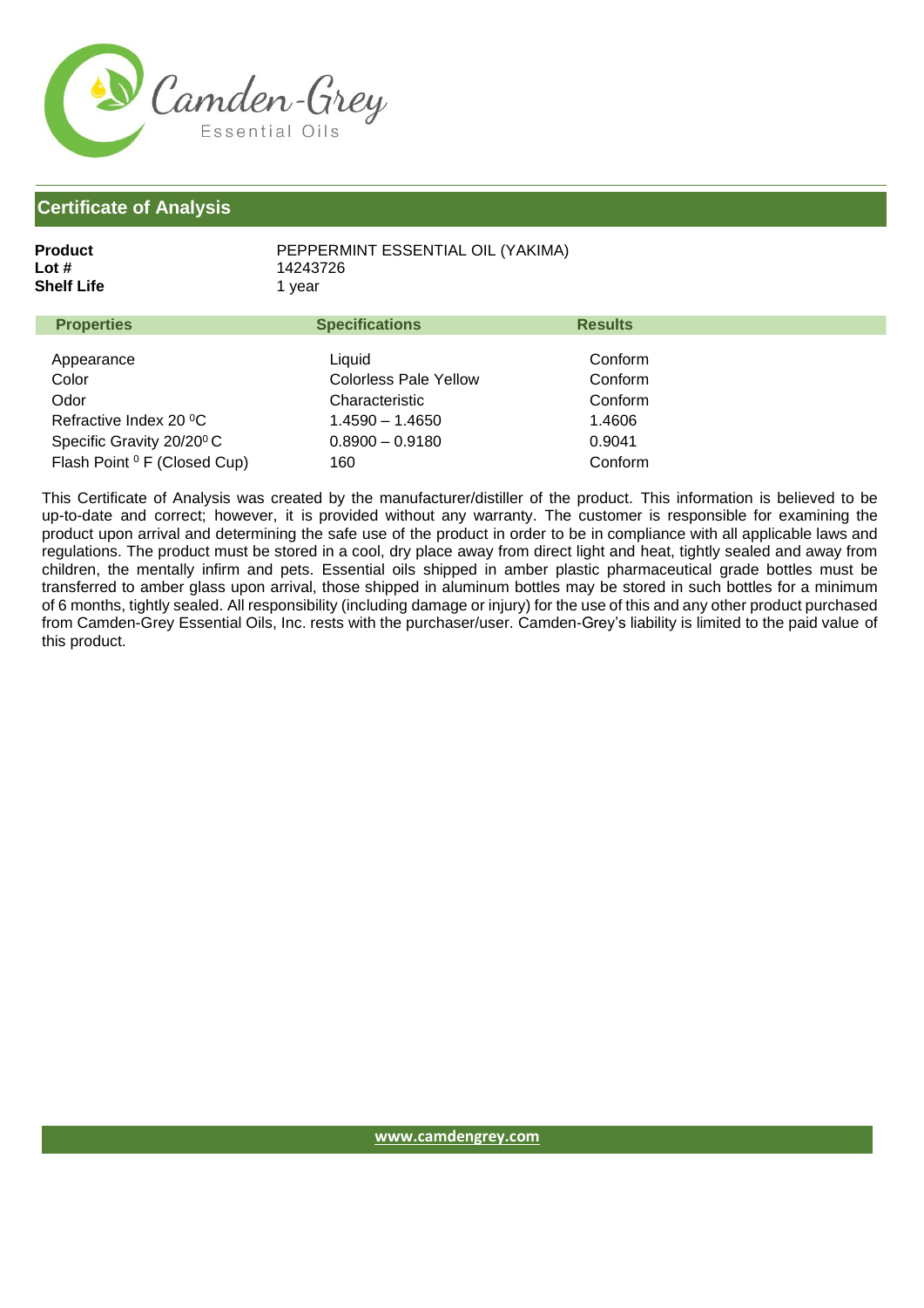## Certificate of Analysis

**Product** PEPPERMINT ESSENTIAL OIL (YAKIMA)
**Lot #** 14243726
**Shelf Life** 1 year

| Properties | Specifications | Results |
| --- | --- | --- |
| Appearance | Liquid | Conform |
| Color | Colorless Pale Yellow | Conform |
| Odor | Characteristic | Conform |
| Refractive Index 20 $^0$C | 1.4590 – 1.4650 | 1.4606 |
| Specific Gravity 20/20$^0$ C | 0.8900 – 0.9180 | 0.9041 |
| Flash Point $^0$ F (Closed Cup) | 160 | Conform |

This Certificate of Analysis was created by the manufacturer/distiller of the product. This information is believed to be up-to-date and correct; however, it is provided without any warranty. The customer is responsible for examining the product upon arrival and determining the safe use of the product in order to be in compliance with all applicable laws and regulations. The product must be stored in a cool, dry place away from direct light and heat, tightly sealed and away from children, the mentally infirm and pets. Essential oils shipped in amber plastic pharmaceutical grade bottles must be transferred to amber glass upon arrival, those shipped in aluminum bottles may be stored in such bottles for a minimum of 6 months, tightly sealed. All responsibility (including damage or injury) for the use of this and any other product purchased from Camden-Grey Essential Oils, Inc. rests with the purchaser/user. Camden-Grey's liability is limited to the paid value of this product.

www.camdengrey.com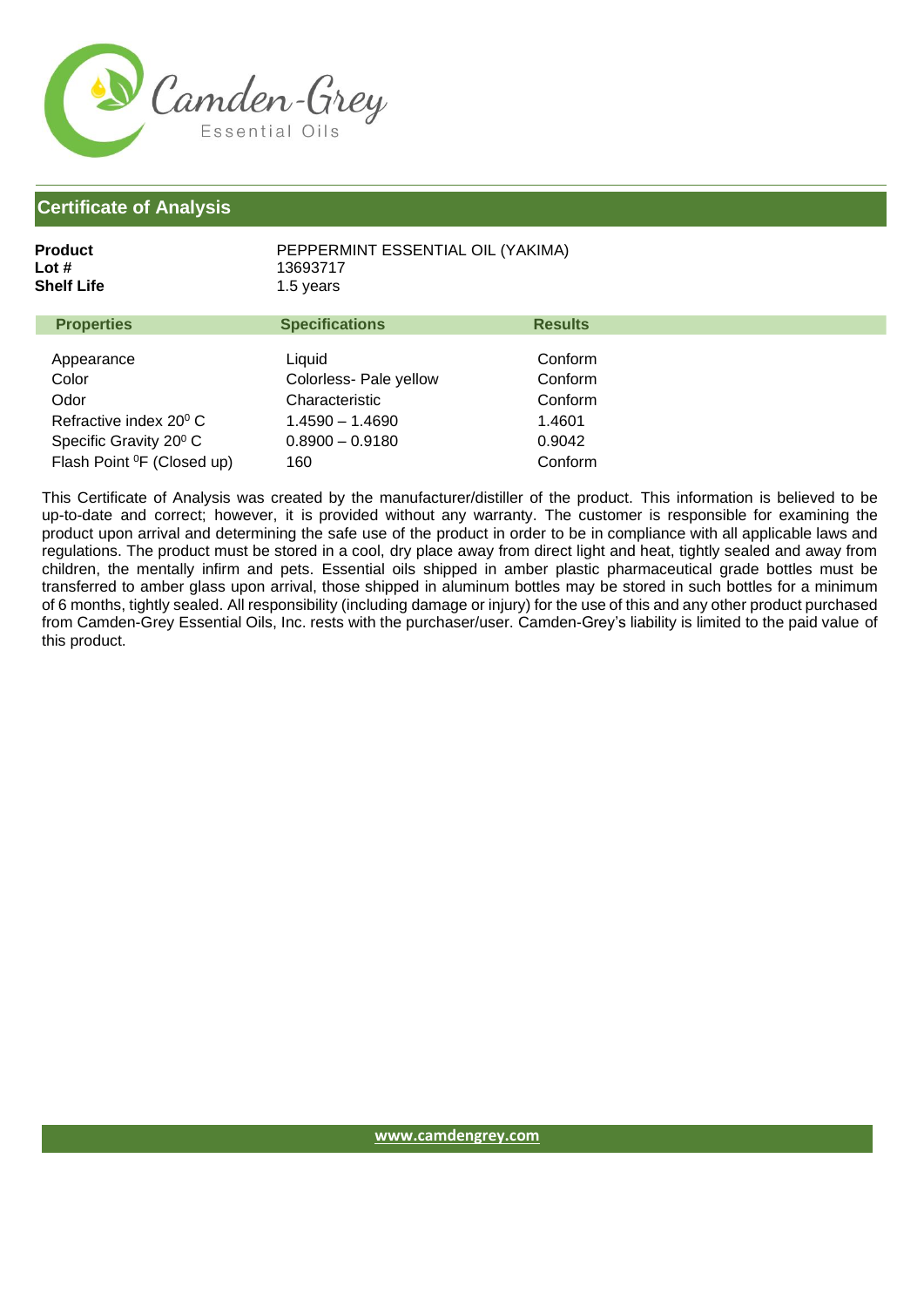Camden-Grey
Essential Oils

## Certificate of Analysis

**Product** PEPPERMINT ESSENTIAL OIL (YAKIMA)
**Lot #** 13693717
**Shelf Life** 1.5 years

| Properties | Specifications | Results |
|---|---|---|
| Appearance | Liquid | Conform |
| Color | Colorless- Pale yellow | Conform |
| Odor | Characteristic | Conform |
| Refractive index $20^0$ C | 1.4590 – 1.4690 | 1.4601 |
| Specific Gravity $20^0$ C | 0.8900 – 0.9180 | 0.9042 |
| Flash Point $^0$F (Closed up) | 160 | Conform |

This Certificate of Analysis was created by the manufacturer/distiller of the product. This information is believed to be up-to-date and correct; however, it is provided without any warranty. The customer is responsible for examining the product upon arrival and determining the safe use of the product in order to be in compliance with all applicable laws and regulations. The product must be stored in a cool, dry place away from direct light and heat, tightly sealed and away from children, the mentally infirm and pets. Essential oils shipped in amber plastic pharmaceutical grade bottles must be transferred to amber glass upon arrival, those shipped in aluminum bottles may be stored in such bottles for a minimum of 6 months, tightly sealed. All responsibility (including damage or injury) for the use of this and any other product purchased from Camden-Grey Essential Oils, Inc. rests with the purchaser/user. Camden-Grey's liability is limited to the paid value of this product.

www.camdengrey.com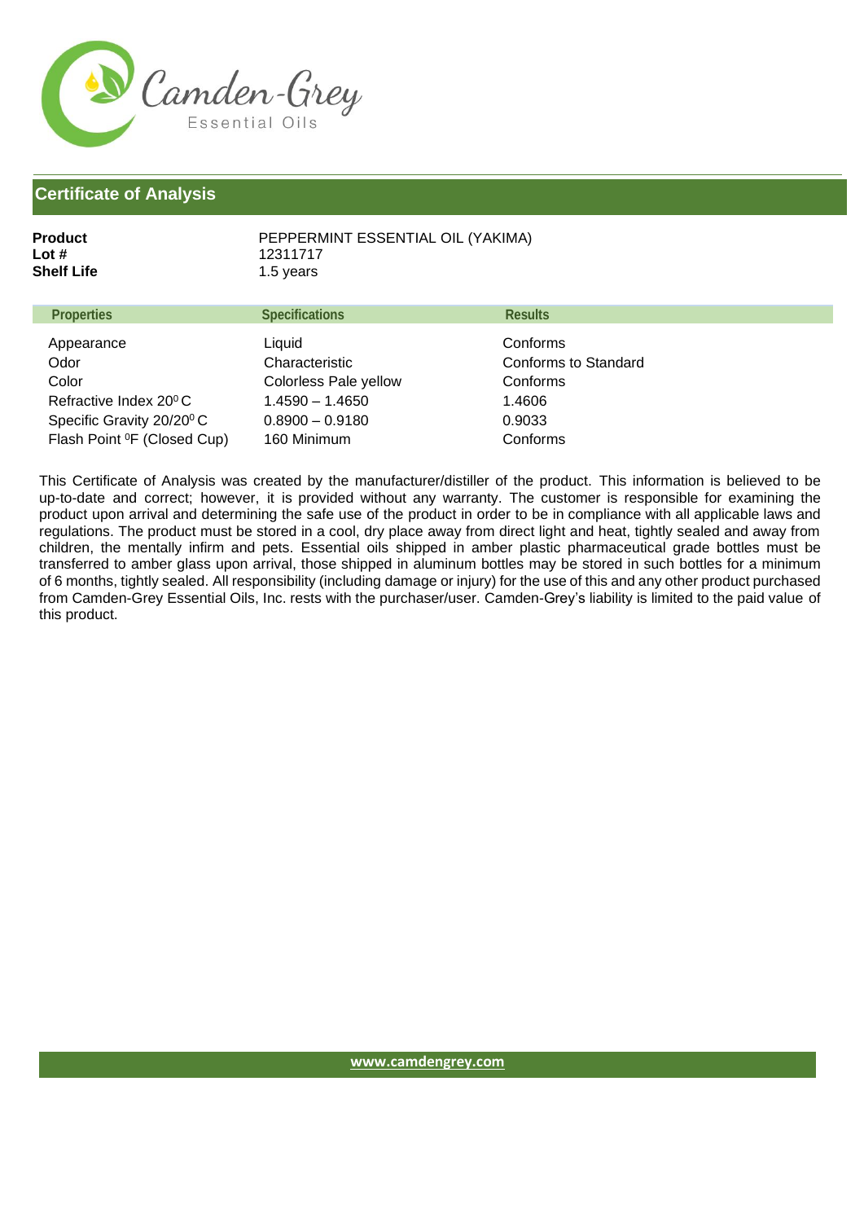Camden-Grey
Essential Oils

## Certificate of Analysis

**Product** PEPPERMINT ESSENTIAL OIL (YAKIMA)
**Lot #** 12311717
**Shelf Life** 1.5 years

| Properties | Specifications | Results |
|---|---|---|
| Appearance | Liquid | Conforms |
| Odor | Characteristic | Conforms to Standard |
| Color | Colorless Pale yellow | Conforms |
| Refractive Index 20⁰ C | 1.4590 – 1.4650 | 1.4606 |
| Specific Gravity 20/20⁰ C | 0.8900 – 0.9180 | 0.9033 |
| Flash Point ⁰F (Closed Cup) | 160 Minimum | Conforms |

This Certificate of Analysis was created by the manufacturer/distiller of the product. This information is believed to be up-to-date and correct; however, it is provided without any warranty. The customer is responsible for examining the product upon arrival and determining the safe use of the product in order to be in compliance with all applicable laws and regulations. The product must be stored in a cool, dry place away from direct light and heat, tightly sealed and away from children, the mentally infirm and pets. Essential oils shipped in amber plastic pharmaceutical grade bottles must be transferred to amber glass upon arrival, those shipped in aluminum bottles may be stored in such bottles for a minimum of 6 months, tightly sealed. All responsibility (including damage or injury) for the use of this and any other product purchased from Camden-Grey Essential Oils, Inc. rests with the purchaser/user. Camden-Grey's liability is limited to the paid value of this product.

www.camdengrey.com